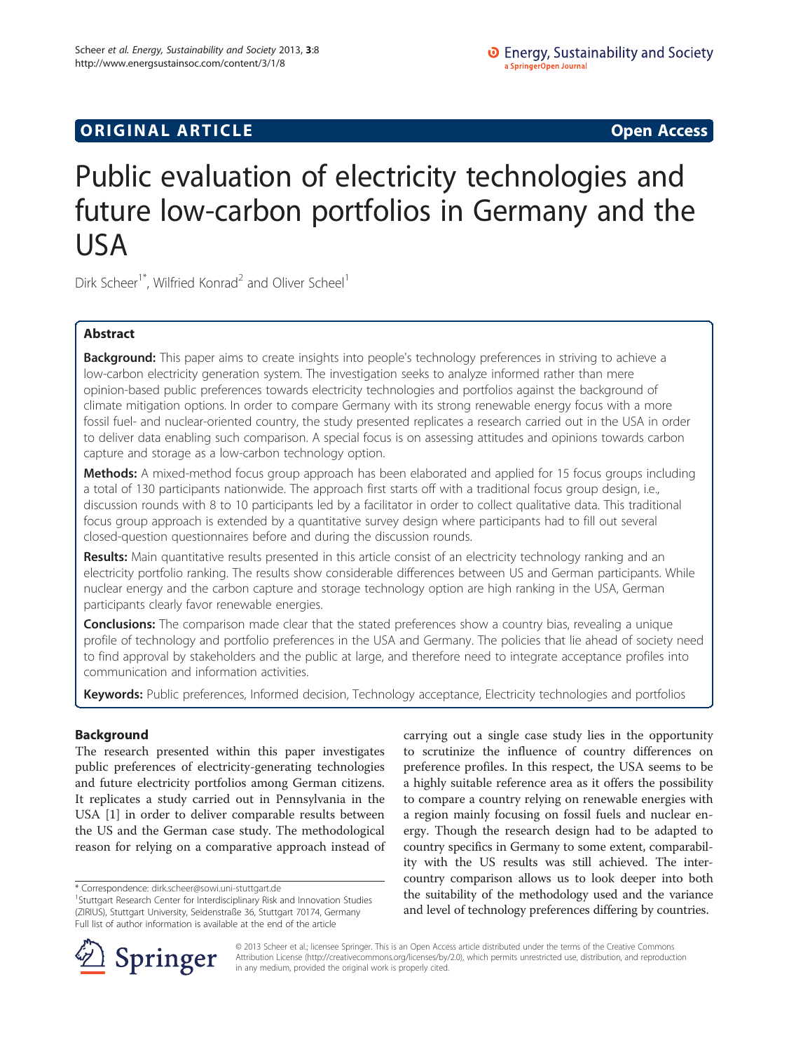ORIGINAL ARTICLE Open Access

# Public evaluation of electricity technologies and future low-carbon portfolios in Germany and the USA

Dirk Scheer[1*], Wilfried Konrad[2] and Oliver Scheel[1]

## Abstract

**Background:** This paper aims to create insights into people's technology preferences in striving to achieve a low-carbon electricity generation system. The investigation seeks to analyze informed rather than mere opinion-based public preferences towards electricity technologies and portfolios against the background of climate mitigation options. In order to compare Germany with its strong renewable energy focus with a more fossil fuel- and nuclear-oriented country, the study presented replicates a research carried out in the USA in order to deliver data enabling such comparison. A special focus is on assessing attitudes and opinions towards carbon capture and storage as a low-carbon technology option.

**Methods:** A mixed-method focus group approach has been elaborated and applied for 15 focus groups including a total of 130 participants nationwide. The approach first starts off with a traditional focus group design, i.e., discussion rounds with 8 to 10 participants led by a facilitator in order to collect qualitative data. This traditional focus group approach is extended by a quantitative survey design where participants had to fill out several closed-question questionnaires before and during the discussion rounds.

**Results:** Main quantitative results presented in this article consist of an electricity technology ranking and an electricity portfolio ranking. The results show considerable differences between US and German participants. While nuclear energy and the carbon capture and storage technology option are high ranking in the USA, German participants clearly favor renewable energies.

**Conclusions:** The comparison made clear that the stated preferences show a country bias, revealing a unique profile of technology and portfolio preferences in the USA and Germany. The policies that lie ahead of society need to find approval by stakeholders and the public at large, and therefore need to integrate acceptance profiles into communication and information activities.

**Keywords:** Public preferences, Informed decision, Technology acceptance, Electricity technologies and portfolios

## Background

The research presented within this paper investigates public preferences of electricity-generating technologies and future electricity portfolios among German citizens. It replicates a study carried out in Pennsylvania in the USA [1] in order to deliver comparable results between the US and the German case study. The methodological reason for relying on a comparative approach instead of carrying out a single case study lies in the opportunity to scrutinize the influence of country differences on preference profiles. In this respect, the USA seems to be a highly suitable reference area as it offers the possibility to compare a country relying on renewable energies with a region mainly focusing on fossil fuels and nuclear energy. Though the research design had to be adapted to country specifics in Germany to some extent, comparability with the US results was still achieved. The inter-country comparison allows us to look deeper into both the suitability of the methodology used and the variance and level of technology preferences differing by countries.

\* Correspondence: dirk.scheer@sowi.uni-stuttgart.de
[1] Stuttgart Research Center for Interdisciplinary Risk and Innovation Studies (ZIRIUS), Stuttgart University, Seidenstraße 36, Stuttgart 70174, Germany
Full list of author information is available at the end of the article

© 2013 Scheer et al.; licensee Springer. This is an Open Access article distributed under the terms of the Creative Commons Attribution License (http://creativecommons.org/licenses/by/2.0), which permits unrestricted use, distribution, and reproduction in any medium, provided the original work is properly cited.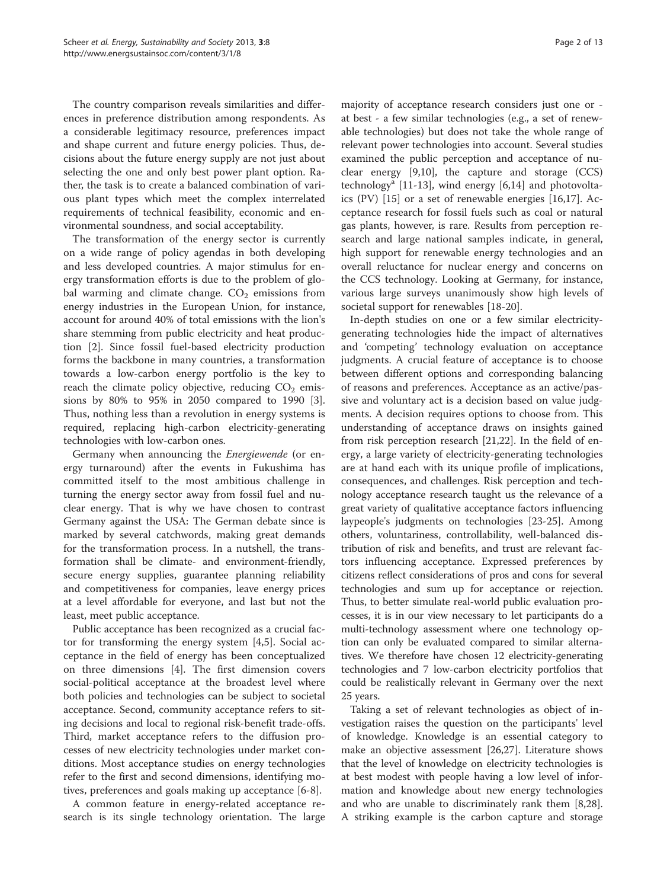The country comparison reveals similarities and differences in preference distribution among respondents. As a considerable legitimacy resource, preferences impact and shape current and future energy policies. Thus, decisions about the future energy supply are not just about selecting the one and only best power plant option. Rather, the task is to create a balanced combination of various plant types which meet the complex interrelated requirements of technical feasibility, economic and environmental soundness, and social acceptability.

The transformation of the energy sector is currently on a wide range of policy agendas in both developing and less developed countries. A major stimulus for energy transformation efforts is due to the problem of global warming and climate change. $CO_2$ emissions from energy industries in the European Union, for instance, account for around 40% of total emissions with the lion's share stemming from public electricity and heat production [2]. Since fossil fuel-based electricity production forms the backbone in many countries, a transformation towards a low-carbon energy portfolio is the key to reach the climate policy objective, reducing $CO_2$ emissions by 80% to 95% in 2050 compared to 1990 [3]. Thus, nothing less than a revolution in energy systems is required, replacing high-carbon electricity-generating technologies with low-carbon ones.

Germany when announcing the *Energiewende* (or energy turnaround) after the events in Fukushima has committed itself to the most ambitious challenge in turning the energy sector away from fossil fuel and nuclear energy. That is why we have chosen to contrast Germany against the USA: The German debate since is marked by several catchwords, making great demands for the transformation process. In a nutshell, the transformation shall be climate- and environment-friendly, secure energy supplies, guarantee planning reliability and competitiveness for companies, leave energy prices at a level affordable for everyone, and last but not the least, meet public acceptance.

Public acceptance has been recognized as a crucial factor for transforming the energy system [4,5]. Social acceptance in the field of energy has been conceptualized on three dimensions [4]. The first dimension covers social-political acceptance at the broadest level where both policies and technologies can be subject to societal acceptance. Second, community acceptance refers to siting decisions and local to regional risk-benefit trade-offs. Third, market acceptance refers to the diffusion processes of new electricity technologies under market conditions. Most acceptance studies on energy technologies refer to the first and second dimensions, identifying motives, preferences and goals making up acceptance [6-8].

A common feature in energy-related acceptance research is its single technology orientation. The large majority of acceptance research considers just one or - at best - a few similar technologies (e.g., a set of renewable technologies) but does not take the whole range of relevant power technologies into account. Several studies examined the public perception and acceptance of nuclear energy [9,10], the capture and storage (CCS) technology[a] [11-13], wind energy [6,14] and photovoltaics (PV) [15] or a set of renewable energies [16,17]. Acceptance research for fossil fuels such as coal or natural gas plants, however, is rare. Results from perception research and large national samples indicate, in general, high support for renewable energy technologies and an overall reluctance for nuclear energy and concerns on the CCS technology. Looking at Germany, for instance, various large surveys unanimously show high levels of societal support for renewables [18-20].

In-depth studies on one or a few similar electricity-generating technologies hide the impact of alternatives and 'competing' technology evaluation on acceptance judgments. A crucial feature of acceptance is to choose between different options and corresponding balancing of reasons and preferences. Acceptance as an active/passive and voluntary act is a decision based on value judgments. A decision requires options to choose from. This understanding of acceptance draws on insights gained from risk perception research [21,22]. In the field of energy, a large variety of electricity-generating technologies are at hand each with its unique profile of implications, consequences, and challenges. Risk perception and technology acceptance research taught us the relevance of a great variety of qualitative acceptance factors influencing laypeople's judgments on technologies [23-25]. Among others, voluntariness, controllability, well-balanced distribution of risk and benefits, and trust are relevant factors influencing acceptance. Expressed preferences by citizens reflect considerations of pros and cons for several technologies and sum up for acceptance or rejection. Thus, to better simulate real-world public evaluation processes, it is in our view necessary to let participants do a multi-technology assessment where one technology option can only be evaluated compared to similar alternatives. We therefore have chosen 12 electricity-generating technologies and 7 low-carbon electricity portfolios that could be realistically relevant in Germany over the next 25 years.

Taking a set of relevant technologies as object of investigation raises the question on the participants' level of knowledge. Knowledge is an essential category to make an objective assessment [26,27]. Literature shows that the level of knowledge on electricity technologies is at best modest with people having a low level of information and knowledge about new energy technologies and who are unable to discriminately rank them [8,28]. A striking example is the carbon capture and storage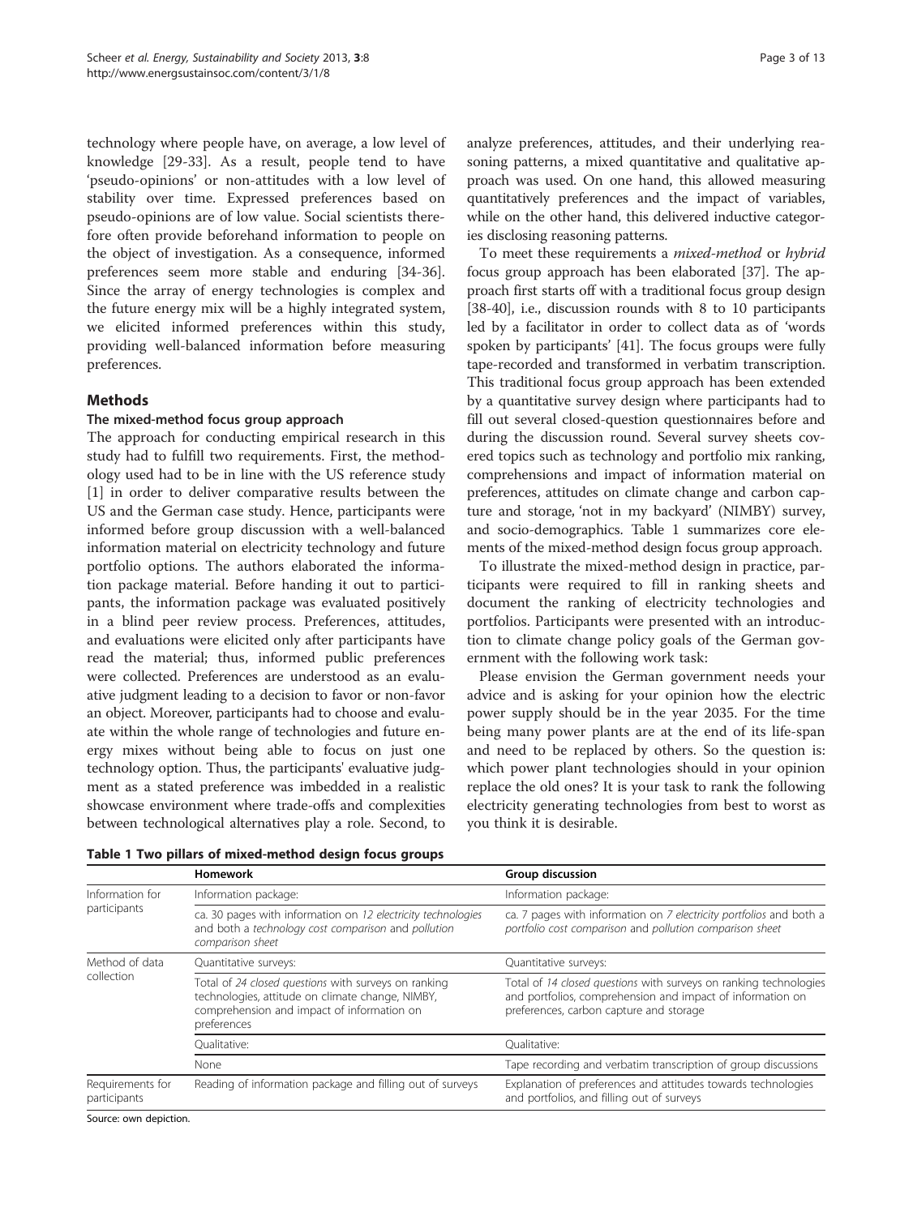technology where people have, on average, a low level of knowledge [29-33]. As a result, people tend to have 'pseudo-opinions' or non-attitudes with a low level of stability over time. Expressed preferences based on pseudo-opinions are of low value. Social scientists therefore often provide beforehand information to people on the object of investigation. As a consequence, informed preferences seem more stable and enduring [34-36]. Since the array of energy technologies is complex and the future energy mix will be a highly integrated system, we elicited informed preferences within this study, providing well-balanced information before measuring preferences.

## Methods

### The mixed-method focus group approach

The approach for conducting empirical research in this study had to fulfill two requirements. First, the methodology used had to be in line with the US reference study [1] in order to deliver comparative results between the US and the German case study. Hence, participants were informed before group discussion with a well-balanced information material on electricity technology and future portfolio options. The authors elaborated the information package material. Before handing it out to participants, the information package was evaluated positively in a blind peer review process. Preferences, attitudes, and evaluations were elicited only after participants have read the material; thus, informed public preferences were collected. Preferences are understood as an evaluative judgment leading to a decision to favor or non-favor an object. Moreover, participants had to choose and evaluate within the whole range of technologies and future energy mixes without being able to focus on just one technology option. Thus, the participants' evaluative judgment as a stated preference was imbedded in a realistic showcase environment where trade-offs and complexities between technological alternatives play a role. Second, to analyze preferences, attitudes, and their underlying reasoning patterns, a mixed quantitative and qualitative approach was used. On one hand, this allowed measuring quantitatively preferences and the impact of variables, while on the other hand, this delivered inductive categories disclosing reasoning patterns.

To meet these requirements a *mixed-method* or *hybrid* focus group approach has been elaborated [37]. The approach first starts off with a traditional focus group design [38-40], i.e., discussion rounds with 8 to 10 participants led by a facilitator in order to collect data as of 'words spoken by participants' [41]. The focus groups were fully tape-recorded and transformed in verbatim transcription. This traditional focus group approach has been extended by a quantitative survey design where participants had to fill out several closed-question questionnaires before and during the discussion round. Several survey sheets covered topics such as technology and portfolio mix ranking, comprehensions and impact of information material on preferences, attitudes on climate change and carbon capture and storage, 'not in my backyard' (NIMBY) survey, and socio-demographics. Table 1 summarizes core elements of the mixed-method design focus group approach.

To illustrate the mixed-method design in practice, participants were required to fill in ranking sheets and document the ranking of electricity technologies and portfolios. Participants were presented with an introduction to climate change policy goals of the German government with the following work task:

Please envision the German government needs your advice and is asking for your opinion how the electric power supply should be in the year 2035. For the time being many power plants are at the end of its life-span and need to be replaced by others. So the question is: which power plant technologies should in your opinion replace the old ones? It is your task to rank the following electricity generating technologies from best to worst as you think it is desirable.

**Table 1 Two pillars of mixed-method design focus groups**

| | Homework | Group discussion |
|---|---|---|
| Information for participants | Information package: | Information package: |
| | ca. 30 pages with information on *12 electricity technologies* and both a *technology cost comparison* and *pollution comparison sheet* | ca. 7 pages with information on *7 electricity portfolios* and both a *portfolio cost comparison* and *pollution comparison sheet* |
| Method of data collection | Quantitative surveys: | Quantitative surveys: |
| | Total of *24 closed questions* with surveys on ranking technologies, attitude on climate change, NIMBY, comprehension and impact of information on preferences | Total of *14 closed questions* with surveys on ranking technologies and portfolios, comprehension and impact of information on preferences, carbon capture and storage |
| | Qualitative: | Qualitative: |
| | None | Tape recording and verbatim transcription of group discussions |
| Requirements for participants | Reading of information package and filling out of surveys | Explanation of preferences and attitudes towards technologies and portfolios, and filling out of surveys |

Source: own depiction.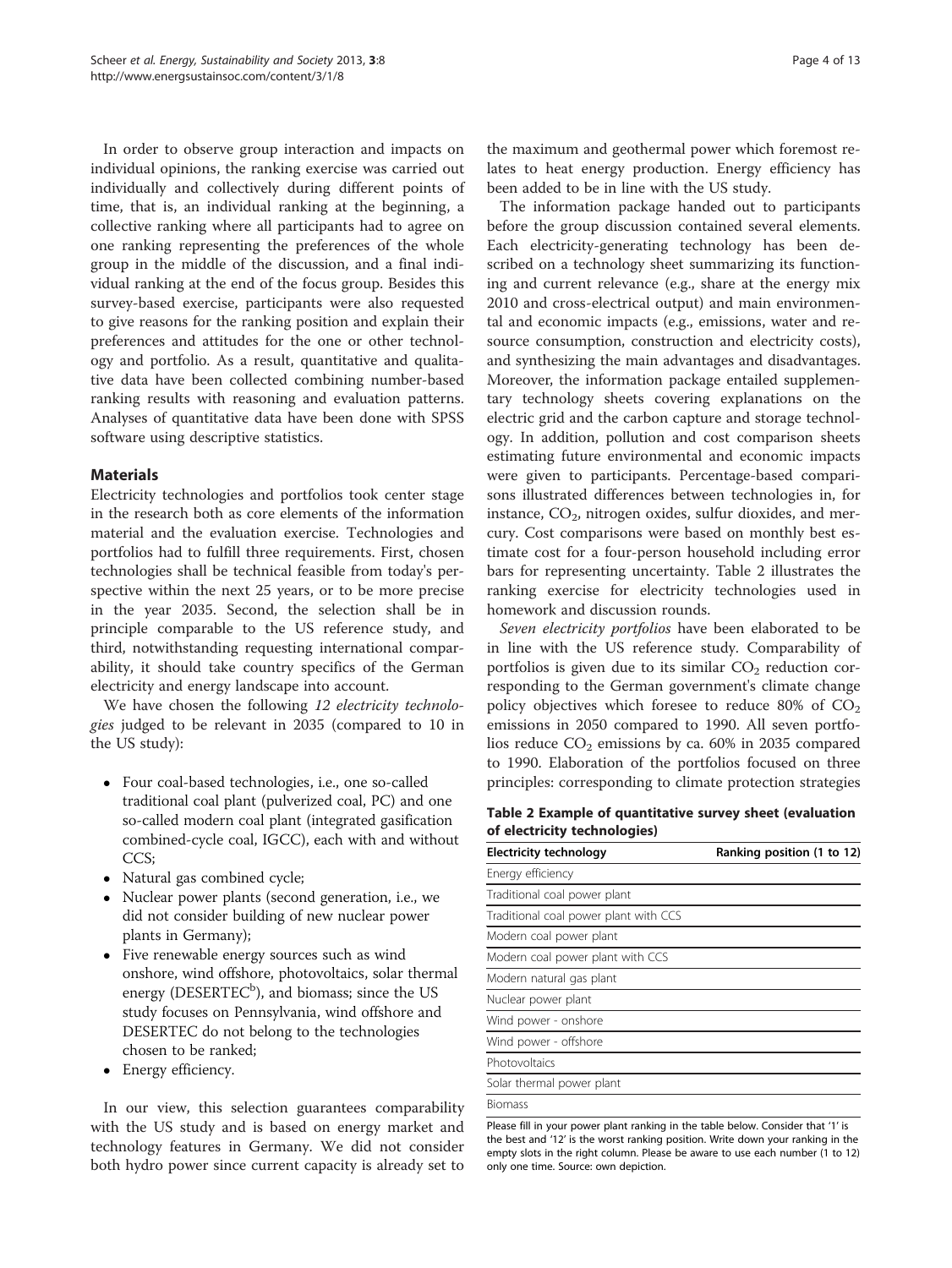In order to observe group interaction and impacts on individual opinions, the ranking exercise was carried out individually and collectively during different points of time, that is, an individual ranking at the beginning, a collective ranking where all participants had to agree on one ranking representing the preferences of the whole group in the middle of the discussion, and a final individual ranking at the end of the focus group. Besides this survey-based exercise, participants were also requested to give reasons for the ranking position and explain their preferences and attitudes for the one or other technology and portfolio. As a result, quantitative and qualitative data have been collected combining number-based ranking results with reasoning and evaluation patterns. Analyses of quantitative data have been done with SPSS software using descriptive statistics.

## Materials

Electricity technologies and portfolios took center stage in the research both as core elements of the information material and the evaluation exercise. Technologies and portfolios had to fulfill three requirements. First, chosen technologies shall be technical feasible from today's perspective within the next 25 years, or to be more precise in the year 2035. Second, the selection shall be in principle comparable to the US reference study, and third, notwithstanding requesting international comparability, it should take country specifics of the German electricity and energy landscape into account.

We have chosen the following *12 electricity technologies* judged to be relevant in 2035 (compared to 10 in the US study):

- Four coal-based technologies, i.e., one so-called traditional coal plant (pulverized coal, PC) and one so-called modern coal plant (integrated gasification combined-cycle coal, IGCC), each with and without CCS;
- Natural gas combined cycle;
- Nuclear power plants (second generation, i.e., we did not consider building of new nuclear power plants in Germany);
- Five renewable energy sources such as wind onshore, wind offshore, photovoltaics, solar thermal energy (DESERTEC[b]), and biomass; since the US study focuses on Pennsylvania, wind offshore and DESERTEC do not belong to the technologies chosen to be ranked;
- Energy efficiency.

In our view, this selection guarantees comparability with the US study and is based on energy market and technology features in Germany. We did not consider both hydro power since current capacity is already set to the maximum and geothermal power which foremost relates to heat energy production. Energy efficiency has been added to be in line with the US study.

The information package handed out to participants before the group discussion contained several elements. Each electricity-generating technology has been described on a technology sheet summarizing its functioning and current relevance (e.g., share at the energy mix 2010 and cross-electrical output) and main environmental and economic impacts (e.g., emissions, water and resource consumption, construction and electricity costs), and synthesizing the main advantages and disadvantages. Moreover, the information package entailed supplementary technology sheets covering explanations on the electric grid and the carbon capture and storage technology. In addition, pollution and cost comparison sheets estimating future environmental and economic impacts were given to participants. Percentage-based comparisons illustrated differences between technologies in, for instance, $CO_2$, nitrogen oxides, sulfur dioxides, and mercury. Cost comparisons were based on monthly best estimate cost for a four-person household including error bars for representing uncertainty. Table 2 illustrates the ranking exercise for electricity technologies used in homework and discussion rounds.

*Seven electricity portfolios* have been elaborated to be in line with the US reference study. Comparability of portfolios is given due to its similar $CO_2$ reduction corresponding to the German government's climate change policy objectives which foresee to reduce 80% of $CO_2$ emissions in 2050 compared to 1990. All seven portfolios reduce $CO_2$ emissions by ca. 60% in 2035 compared to 1990. Elaboration of the portfolios focused on three principles: corresponding to climate protection strategies

**Table 2 Example of quantitative survey sheet (evaluation of electricity technologies)**

| Electricity technology | Ranking position (1 to 12) |
|---|---|
| Energy efficiency | |
| Traditional coal power plant | |
| Traditional coal power plant with CCS | |
| Modern coal power plant | |
| Modern coal power plant with CCS | |
| Modern natural gas plant | |
| Nuclear power plant | |
| Wind power - onshore | |
| Wind power - offshore | |
| Photovoltaics | |
| Solar thermal power plant | |
| Biomass | |

Please fill in your power plant ranking in the table below. Consider that '1' is the best and '12' is the worst ranking position. Write down your ranking in the empty slots in the right column. Please be aware to use each number (1 to 12) only one time. Source: own depiction.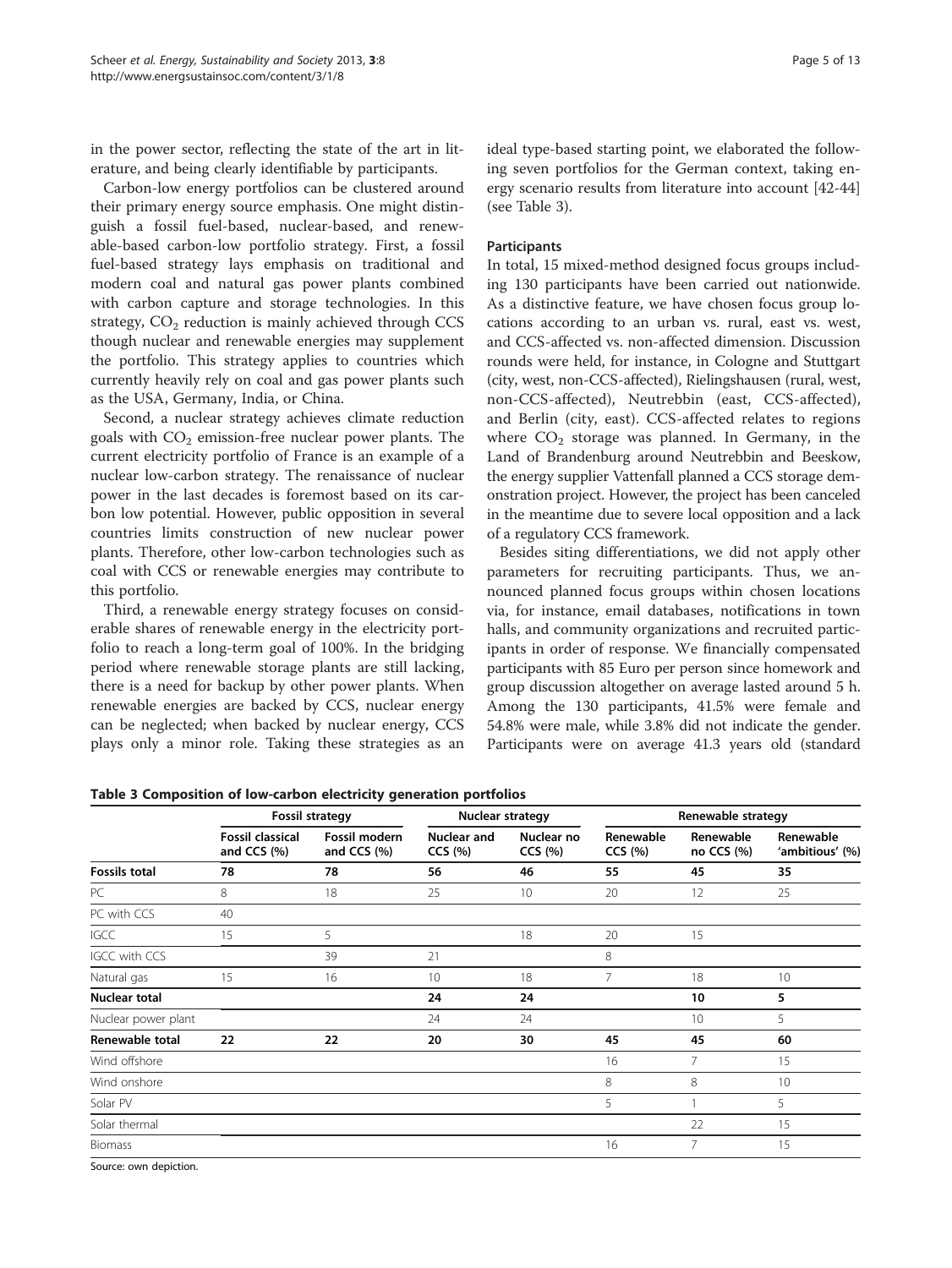in the power sector, reflecting the state of the art in literature, and being clearly identifiable by participants.

Carbon-low energy portfolios can be clustered around their primary energy source emphasis. One might distinguish a fossil fuel-based, nuclear-based, and renewable-based carbon-low portfolio strategy. First, a fossil fuel-based strategy lays emphasis on traditional and modern coal and natural gas power plants combined with carbon capture and storage technologies. In this strategy, $CO_2$ reduction is mainly achieved through CCS though nuclear and renewable energies may supplement the portfolio. This strategy applies to countries which currently heavily rely on coal and gas power plants such as the USA, Germany, India, or China.

Second, a nuclear strategy achieves climate reduction goals with $CO_2$ emission-free nuclear power plants. The current electricity portfolio of France is an example of a nuclear low-carbon strategy. The renaissance of nuclear power in the last decades is foremost based on its carbon low potential. However, public opposition in several countries limits construction of new nuclear power plants. Therefore, other low-carbon technologies such as coal with CCS or renewable energies may contribute to this portfolio.

Third, a renewable energy strategy focuses on considerable shares of renewable energy in the electricity portfolio to reach a long-term goal of 100%. In the bridging period where renewable storage plants are still lacking, there is a need for backup by other power plants. When renewable energies are backed by CCS, nuclear energy can be neglected; when backed by nuclear energy, CCS plays only a minor role. Taking these strategies as an ideal type-based starting point, we elaborated the following seven portfolios for the German context, taking energy scenario results from literature into account [42-44] (see Table 3).

### Participants

In total, 15 mixed-method designed focus groups including 130 participants have been carried out nationwide. As a distinctive feature, we have chosen focus group locations according to an urban vs. rural, east vs. west, and CCS-affected vs. non-affected dimension. Discussion rounds were held, for instance, in Cologne and Stuttgart (city, west, non-CCS-affected), Rielingshausen (rural, west, non-CCS-affected), Neutrebbin (east, CCS-affected), and Berlin (city, east). CCS-affected relates to regions where $CO_2$ storage was planned. In Germany, in the Land of Brandenburg around Neutrebbin and Beeskow, the energy supplier Vattenfall planned a CCS storage demonstration project. However, the project has been canceled in the meantime due to severe local opposition and a lack of a regulatory CCS framework.

Besides siting differentiations, we did not apply other parameters for recruiting participants. Thus, we announced planned focus groups within chosen locations via, for instance, email databases, notifications in town halls, and community organizations and recruited participants in order of response. We financially compensated participants with 85 Euro per person since homework and group discussion altogether on average lasted around 5 h. Among the 130 participants, 41.5% were female and 54.8% were male, while 3.8% did not indicate the gender. Participants were on average 41.3 years old (standard

**Table 3 Composition of low-carbon electricity generation portfolios**

| | Fossil strategy | | Nuclear strategy | | Renewable strategy | | |
|---|---|---|---|---|---|---|---|
| | Fossil classical and CCS (%) | Fossil modern and CCS (%) | Nuclear and CCS (%) | Nuclear no CCS (%) | Renewable CCS (%) | Renewable no CCS (%) | Renewable 'ambitious' (%) |
| **Fossils total** | **78** | **78** | **56** | **46** | **55** | **45** | **35** |
| PC | 8 | 18 | 25 | 10 | 20 | 12 | 25 |
| PC with CCS | 40 | | | | | | |
| IGCC | 15 | 5 | | 18 | 20 | 15 | |
| IGCC with CCS | | 39 | 21 | | 8 | | |
| Natural gas | 15 | 16 | 10 | 18 | 7 | 18 | 10 |
| **Nuclear total** | | | **24** | **24** | | **10** | **5** |
| Nuclear power plant | | | 24 | 24 | | 10 | 5 |
| **Renewable total** | **22** | **22** | **20** | **30** | **45** | **45** | **60** |
| Wind offshore | | | | | 16 | 7 | 15 |
| Wind onshore | | | | | 8 | 8 | 10 |
| Solar PV | | | | | 5 | 1 | 5 |
| Solar thermal | | | | | | 22 | 15 |
| Biomass | | | | | 16 | 7 | 15 |

Source: own depiction.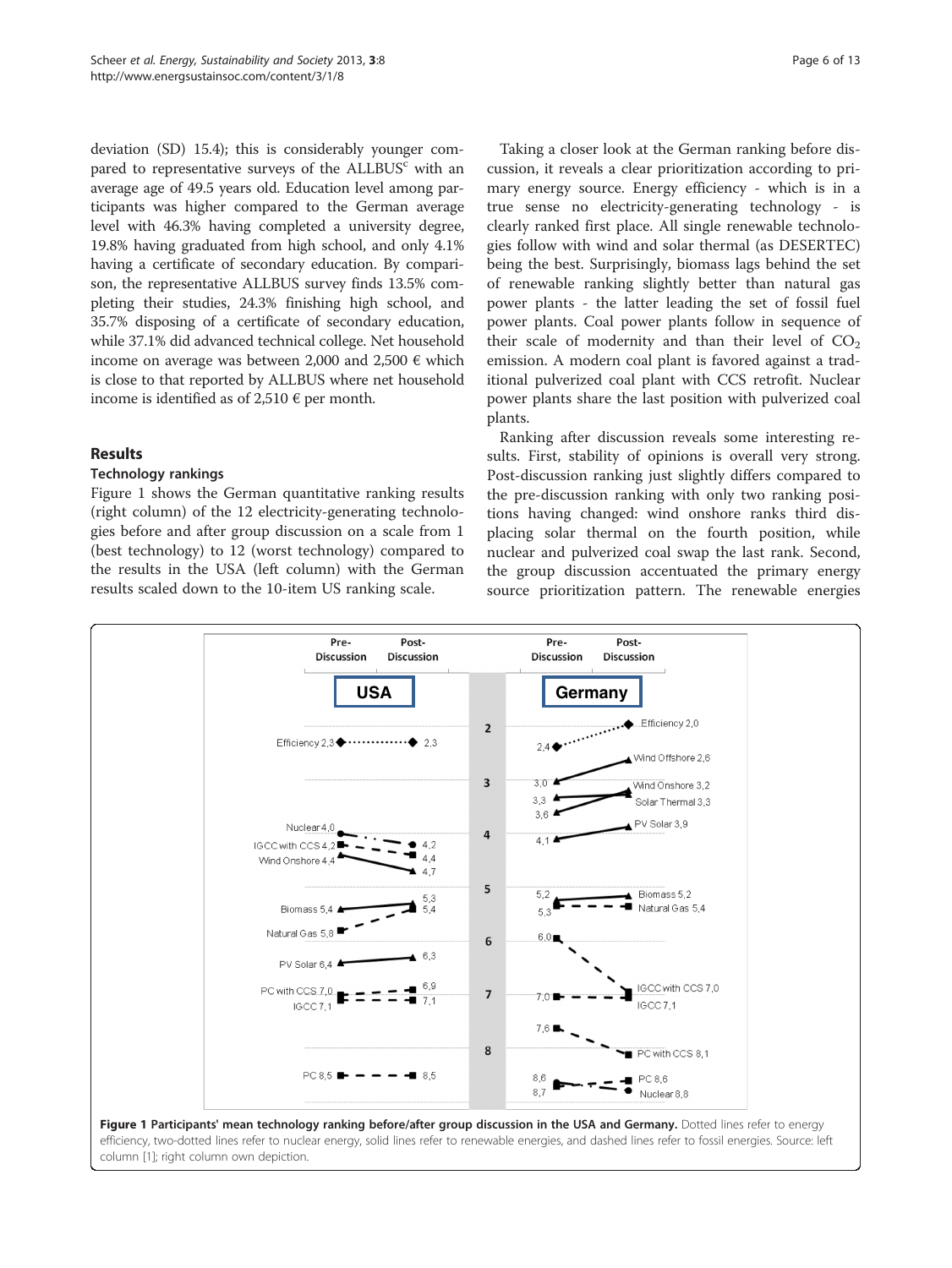deviation (SD) 15.4); this is considerably younger compared to representative surveys of the ALLBUS[c] with an average age of 49.5 years old. Education level among participants was higher compared to the German average level with 46.3% having completed a university degree, 19.8% having graduated from high school, and only 4.1% having a certificate of secondary education. By comparison, the representative ALLBUS survey finds 13.5% completing their studies, 24.3% finishing high school, and 35.7% disposing of a certificate of secondary education, while 37.1% did advanced technical college. Net household income on average was between 2,000 and 2,500 € which is close to that reported by ALLBUS where net household income is identified as of 2,510 € per month.

## Results

### Technology rankings

Figure 1 shows the German quantitative ranking results (right column) of the 12 electricity-generating technologies before and after group discussion on a scale from 1 (best technology) to 12 (worst technology) compared to the results in the USA (left column) with the German results scaled down to the 10-item US ranking scale.

Taking a closer look at the German ranking before discussion, it reveals a clear prioritization according to primary energy source. Energy efficiency - which is in a true sense no electricity-generating technology - is clearly ranked first place. All single renewable technologies follow with wind and solar thermal (as DESERTEC) being the best. Surprisingly, biomass lags behind the set of renewable ranking slightly better than natural gas power plants - the latter leading the set of fossil fuel power plants. Coal power plants follow in sequence of their scale of modernity and than their level of $CO_2$ emission. A modern coal plant is favored against a traditional pulverized coal plant with CCS retrofit. Nuclear power plants share the last position with pulverized coal plants.

Ranking after discussion reveals some interesting results. First, stability of opinions is overall very strong. Post-discussion ranking just slightly differs compared to the pre-discussion ranking with only two ranking positions having changed: wind onshore ranks third displacing solar thermal on the fourth position, while nuclear and pulverized coal swap the last rank. Second, the group discussion accentuated the primary energy source prioritization pattern. The renewable energies

**Figure 1 Participants' mean technology ranking before/after group discussion in the USA and Germany.** Dotted lines refer to energy efficiency, two-dotted lines refer to nuclear energy, solid lines refer to renewable energies, and dashed lines refer to fossil energies. Source: left column [1]; right column own depiction.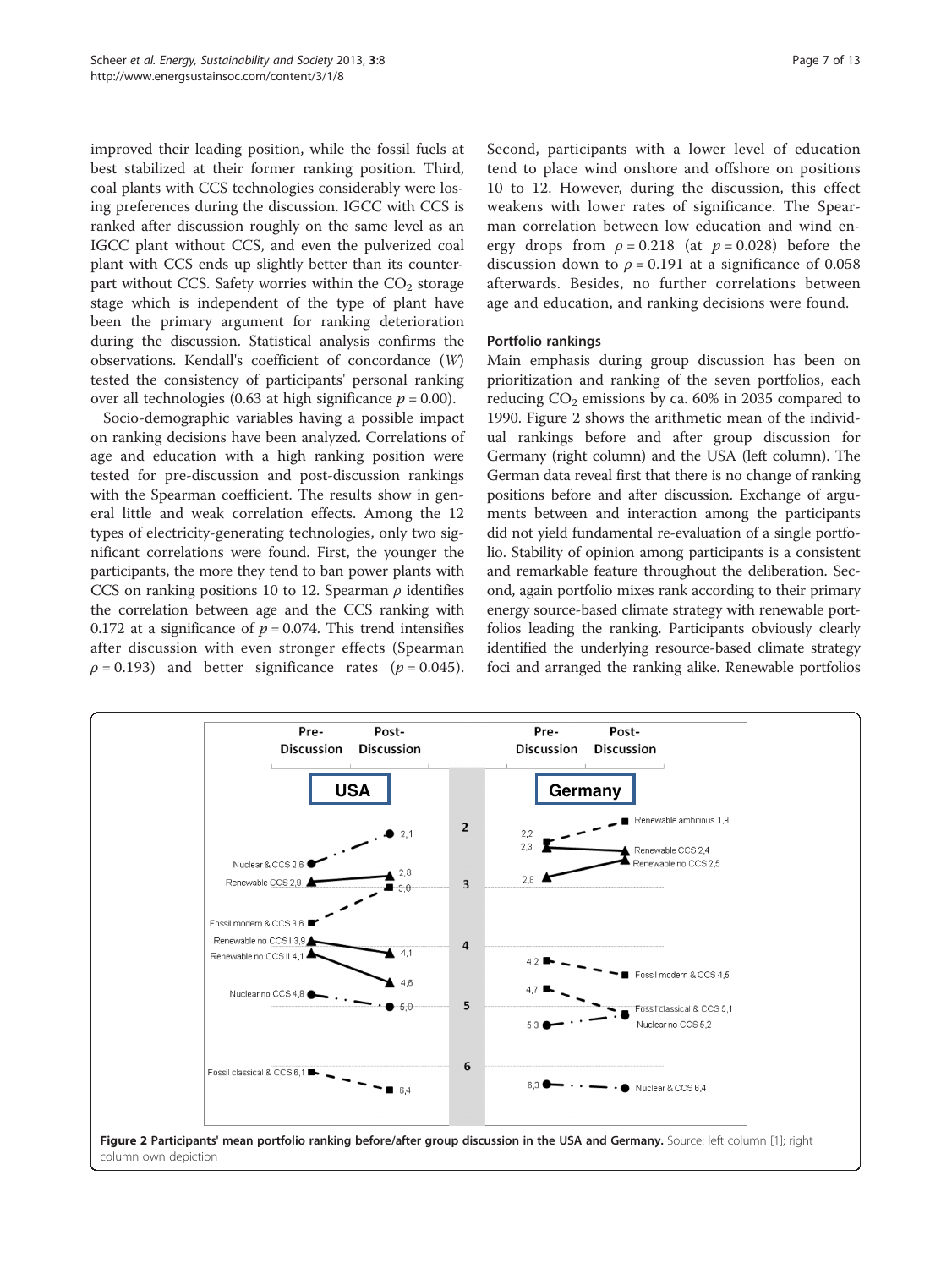improved their leading position, while the fossil fuels at best stabilized at their former ranking position. Third, coal plants with CCS technologies considerably were losing preferences during the discussion. IGCC with CCS is ranked after discussion roughly on the same level as an IGCC plant without CCS, and even the pulverized coal plant with CCS ends up slightly better than its counterpart without CCS. Safety worries within the $CO_2$ storage stage which is independent of the type of plant have been the primary argument for ranking deterioration during the discussion. Statistical analysis confirms the observations. Kendall's coefficient of concordance ($W$) tested the consistency of participants' personal ranking over all technologies (0.63 at high significance $p = 0.00$).

Socio-demographic variables having a possible impact on ranking decisions have been analyzed. Correlations of age and education with a high ranking position were tested for pre-discussion and post-discussion rankings with the Spearman coefficient. The results show in general little and weak correlation effects. Among the 12 types of electricity-generating technologies, only two significant correlations were found. First, the younger the participants, the more they tend to ban power plants with CCS on ranking positions 10 to 12. Spearman $\rho$ identifies the correlation between age and the CCS ranking with 0.172 at a significance of $p = 0.074$. This trend intensifies after discussion with even stronger effects (Spearman $\rho = 0.193$) and better significance rates ($p = 0.045$). Second, participants with a lower level of education tend to place wind onshore and offshore on positions 10 to 12. However, during the discussion, this effect weakens with lower rates of significance. The Spearman correlation between low education and wind energy drops from $\rho = 0.218$ (at $p = 0.028$) before the discussion down to $\rho = 0.191$ at a significance of 0.058 afterwards. Besides, no further correlations between age and education, and ranking decisions were found.

### Portfolio rankings

Main emphasis during group discussion has been on prioritization and ranking of the seven portfolios, each reducing $CO_2$ emissions by ca. 60% in 2035 compared to 1990. Figure 2 shows the arithmetic mean of the individual rankings before and after group discussion for Germany (right column) and the USA (left column). The German data reveal first that there is no change of ranking positions before and after discussion. Exchange of arguments between and interaction among the participants did not yield fundamental re-evaluation of a single portfolio. Stability of opinion among participants is a consistent and remarkable feature throughout the deliberation. Second, again portfolio mixes rank according to their primary energy source-based climate strategy with renewable portfolios leading the ranking. Participants obviously clearly identified the underlying resource-based climate strategy foci and arranged the ranking alike. Renewable portfolios

**Figure 2 Participants' mean portfolio ranking before/after group discussion in the USA and Germany.** Source: left column [1]; right column own depiction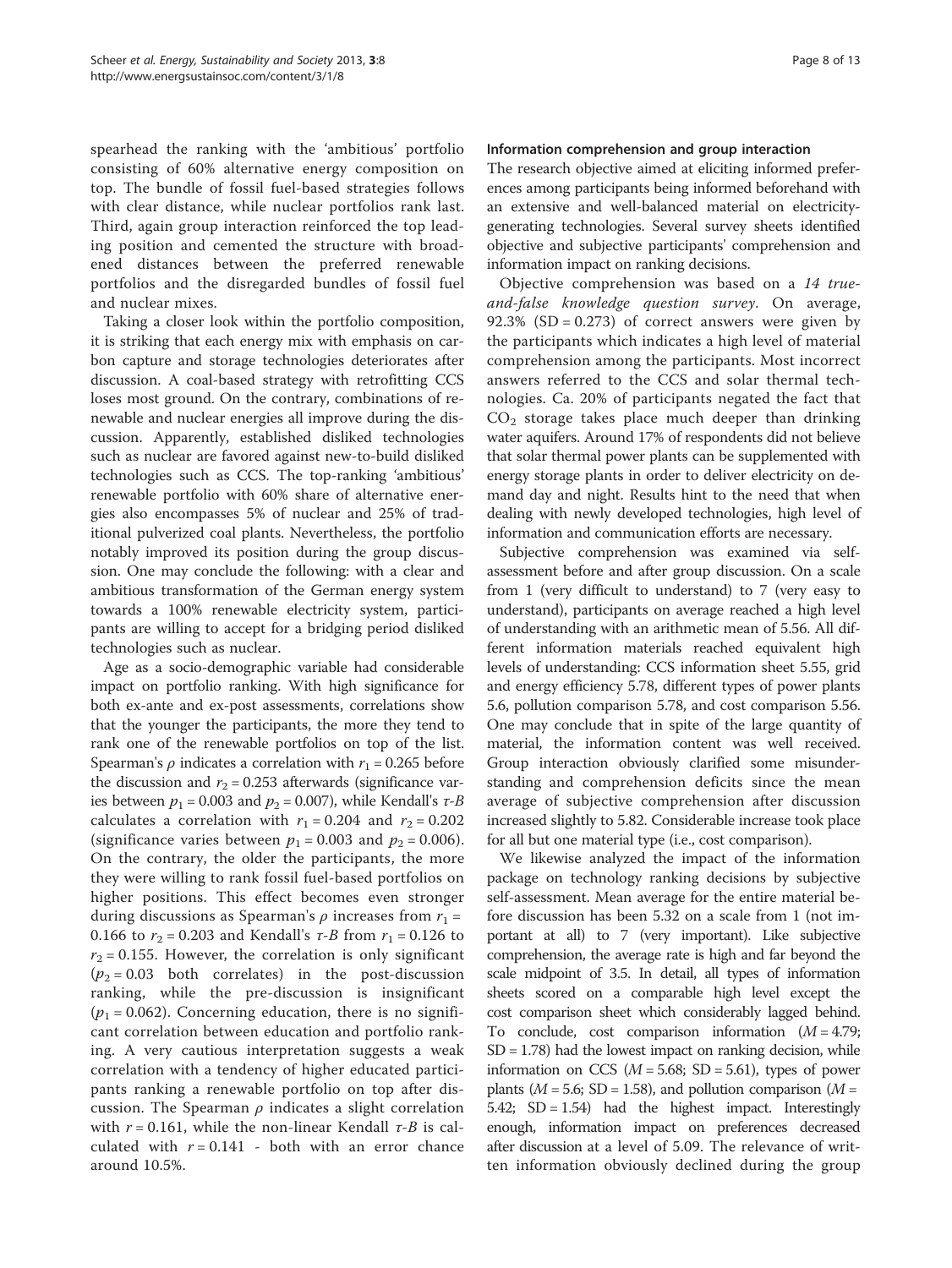spearhead the ranking with the 'ambitious' portfolio consisting of 60% alternative energy composition on top. The bundle of fossil fuel-based strategies follows with clear distance, while nuclear portfolios rank last. Third, again group interaction reinforced the top leading position and cemented the structure with broadened distances between the preferred renewable portfolios and the disregarded bundles of fossil fuel and nuclear mixes.

Taking a closer look within the portfolio composition, it is striking that each energy mix with emphasis on carbon capture and storage technologies deteriorates after discussion. A coal-based strategy with retrofitting CCS loses most ground. On the contrary, combinations of renewable and nuclear energies all improve during the discussion. Apparently, established disliked technologies such as nuclear are favored against new-to-build disliked technologies such as CCS. The top-ranking 'ambitious' renewable portfolio with 60% share of alternative energies also encompasses 5% of nuclear and 25% of traditional pulverized coal plants. Nevertheless, the portfolio notably improved its position during the group discussion. One may conclude the following: with a clear and ambitious transformation of the German energy system towards a 100% renewable electricity system, participants are willing to accept for a bridging period disliked technologies such as nuclear.

Age as a socio-demographic variable had considerable impact on portfolio ranking. With high significance for both ex-ante and ex-post assessments, correlations show that the younger the participants, the more they tend to rank one of the renewable portfolios on top of the list. Spearman's $\rho$ indicates a correlation with $r_1 = 0.265$ before the discussion and $r_2 = 0.253$ afterwards (significance varies between $p_1 = 0.003$ and $p_2 = 0.007$), while Kendall's $\tau$-$B$ calculates a correlation with $r_1 = 0.204$ and $r_2 = 0.202$ (significance varies between $p_1 = 0.003$ and $p_2 = 0.006$). On the contrary, the older the participants, the more they were willing to rank fossil fuel-based portfolios on higher positions. This effect becomes even stronger during discussions as Spearman's $\rho$ increases from $r_1 = 0.166$ to $r_2 = 0.203$ and Kendall's $\tau$-$B$ from $r_1 = 0.126$ to $r_2 = 0.155$. However, the correlation is only significant ($p_2 = 0.03$ both correlates) in the post-discussion ranking, while the pre-discussion is insignificant ($p_1 = 0.062$). Concerning education, there is no significant correlation between education and portfolio ranking. A very cautious interpretation suggests a weak correlation with a tendency of higher educated participants ranking a renewable portfolio on top after discussion. The Spearman $\rho$ indicates a slight correlation with $r = 0.161$, while the non-linear Kendall $\tau$-$B$ is calculated with $r = 0.141$ - both with an error chance around 10.5%.

#### Information comprehension and group interaction

The research objective aimed at eliciting informed preferences among participants being informed beforehand with an extensive and well-balanced material on electricity-generating technologies. Several survey sheets identified objective and subjective participants' comprehension and information impact on ranking decisions.

Objective comprehension was based on a *14 true-and-false knowledge question survey*. On average, 92.3% (SD = 0.273) of correct answers were given by the participants which indicates a high level of material comprehension among the participants. Most incorrect answers referred to the CCS and solar thermal technologies. Ca. 20% of participants negated the fact that $CO_2$ storage takes place much deeper than drinking water aquifers. Around 17% of respondents did not believe that solar thermal power plants can be supplemented with energy storage plants in order to deliver electricity on demand day and night. Results hint to the need that when dealing with newly developed technologies, high level of information and communication efforts are necessary.

Subjective comprehension was examined via self-assessment before and after group discussion. On a scale from 1 (very difficult to understand) to 7 (very easy to understand), participants on average reached a high level of understanding with an arithmetic mean of 5.56. All different information materials reached equivalent high levels of understanding: CCS information sheet 5.55, grid and energy efficiency 5.78, different types of power plants 5.6, pollution comparison 5.78, and cost comparison 5.56. One may conclude that in spite of the large quantity of material, the information content was well received. Group interaction obviously clarified some misunderstanding and comprehension deficits since the mean average of subjective comprehension after discussion increased slightly to 5.82. Considerable increase took place for all but one material type (i.e., cost comparison).

We likewise analyzed the impact of the information package on technology ranking decisions by subjective self-assessment. Mean average for the entire material before discussion has been 5.32 on a scale from 1 (not important at all) to 7 (very important). Like subjective comprehension, the average rate is high and far beyond the scale midpoint of 3.5. In detail, all types of information sheets scored on a comparable high level except the cost comparison sheet which considerably lagged behind. To conclude, cost comparison information ($M = 4.79$; SD = 1.78) had the lowest impact on ranking decision, while information on CCS ($M = 5.68$; SD = 5.61), types of power plants ($M = 5.6$; SD = 1.58), and pollution comparison ($M = 5.42$; SD = 1.54) had the highest impact. Interestingly enough, information impact on preferences decreased after discussion at a level of 5.09. The relevance of written information obviously declined during the group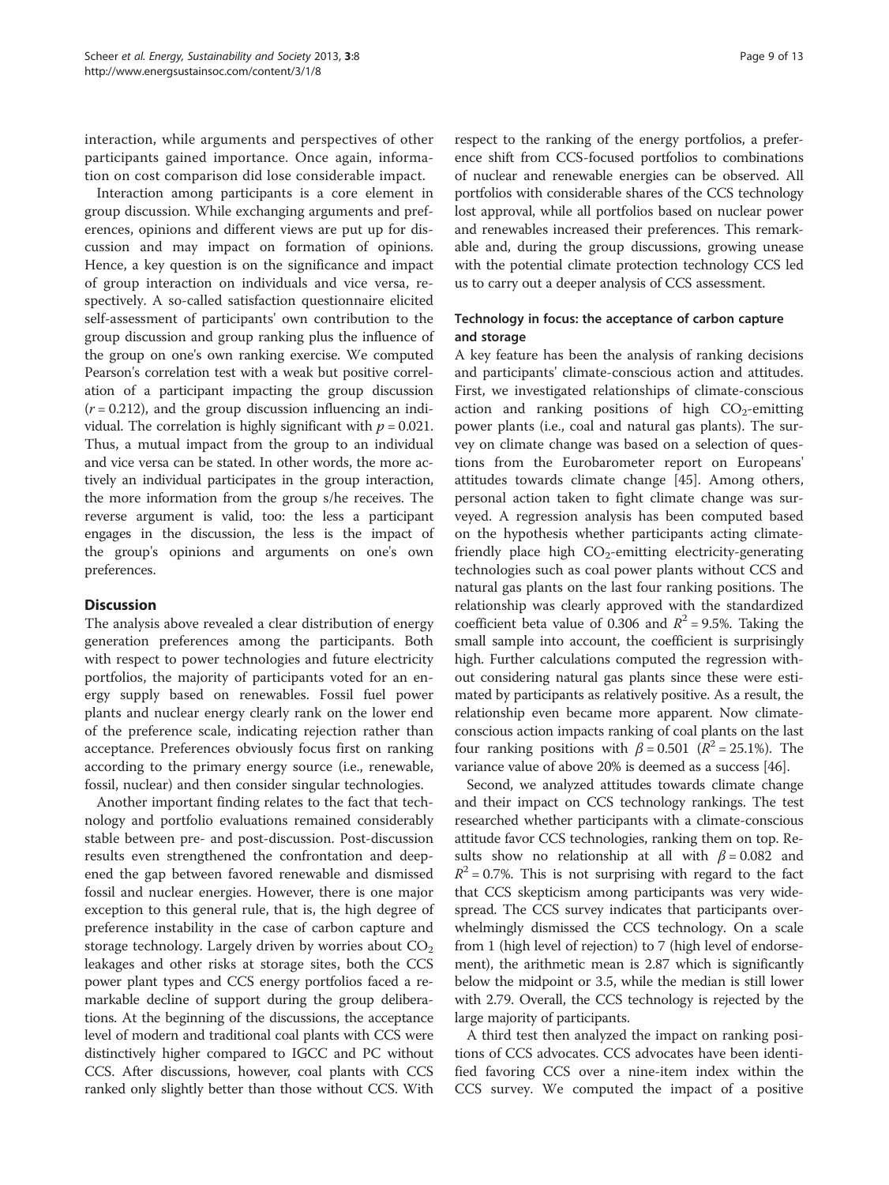interaction, while arguments and perspectives of other participants gained importance. Once again, information on cost comparison did lose considerable impact.

Interaction among participants is a core element in group discussion. While exchanging arguments and preferences, opinions and different views are put up for discussion and may impact on formation of opinions. Hence, a key question is on the significance and impact of group interaction on individuals and vice versa, respectively. A so-called satisfaction questionnaire elicited self-assessment of participants' own contribution to the group discussion and group ranking plus the influence of the group on one's own ranking exercise. We computed Pearson's correlation test with a weak but positive correlation of a participant impacting the group discussion ($r = 0.212$), and the group discussion influencing an individual. The correlation is highly significant with $p = 0.021$. Thus, a mutual impact from the group to an individual and vice versa can be stated. In other words, the more actively an individual participates in the group interaction, the more information from the group s/he receives. The reverse argument is valid, too: the less a participant engages in the discussion, the less is the impact of the group's opinions and arguments on one's own preferences.

## Discussion

The analysis above revealed a clear distribution of energy generation preferences among the participants. Both with respect to power technologies and future electricity portfolios, the majority of participants voted for an energy supply based on renewables. Fossil fuel power plants and nuclear energy clearly rank on the lower end of the preference scale, indicating rejection rather than acceptance. Preferences obviously focus first on ranking according to the primary energy source (i.e., renewable, fossil, nuclear) and then consider singular technologies.

Another important finding relates to the fact that technology and portfolio evaluations remained considerably stable between pre- and post-discussion. Post-discussion results even strengthened the confrontation and deepened the gap between favored renewable and dismissed fossil and nuclear energies. However, there is one major exception to this general rule, that is, the high degree of preference instability in the case of carbon capture and storage technology. Largely driven by worries about $CO_2$ leakages and other risks at storage sites, both the CCS power plant types and CCS energy portfolios faced a remarkable decline of support during the group deliberations. At the beginning of the discussions, the acceptance level of modern and traditional coal plants with CCS were distinctively higher compared to IGCC and PC without CCS. After discussions, however, coal plants with CCS ranked only slightly better than those without CCS. With respect to the ranking of the energy portfolios, a preference shift from CCS-focused portfolios to combinations of nuclear and renewable energies can be observed. All portfolios with considerable shares of the CCS technology lost approval, while all portfolios based on nuclear power and renewables increased their preferences. This remarkable and, during the group discussions, growing unease with the potential climate protection technology CCS led us to carry out a deeper analysis of CCS assessment.

### Technology in focus: the acceptance of carbon capture and storage

A key feature has been the analysis of ranking decisions and participants' climate-conscious action and attitudes. First, we investigated relationships of climate-conscious action and ranking positions of high $CO_2$-emitting power plants (i.e., coal and natural gas plants). The survey on climate change was based on a selection of questions from the Eurobarometer report on Europeans' attitudes towards climate change [45]. Among others, personal action taken to fight climate change was surveyed. A regression analysis has been computed based on the hypothesis whether participants acting climate-friendly place high $CO_2$-emitting electricity-generating technologies such as coal power plants without CCS and natural gas plants on the last four ranking positions. The relationship was clearly approved with the standardized coefficient beta value of 0.306 and $R^2 = 9.5\%$. Taking the small sample into account, the coefficient is surprisingly high. Further calculations computed the regression without considering natural gas plants since these were estimated by participants as relatively positive. As a result, the relationship even became more apparent. Now climate-conscious action impacts ranking of coal plants on the last four ranking positions with $\beta = 0.501$ ($R^2 = 25.1\%$). The variance value of above 20% is deemed as a success [46].

Second, we analyzed attitudes towards climate change and their impact on CCS technology rankings. The test researched whether participants with a climate-conscious attitude favor CCS technologies, ranking them on top. Results show no relationship at all with $\beta = 0.082$ and $R^2 = 0.7\%$. This is not surprising with regard to the fact that CCS skepticism among participants was very widespread. The CCS survey indicates that participants overwhelmingly dismissed the CCS technology. On a scale from 1 (high level of rejection) to 7 (high level of endorsement), the arithmetic mean is 2.87 which is significantly below the midpoint or 3.5, while the median is still lower with 2.79. Overall, the CCS technology is rejected by the large majority of participants.

A third test then analyzed the impact on ranking positions of CCS advocates. CCS advocates have been identified favoring CCS over a nine-item index within the CCS survey. We computed the impact of a positive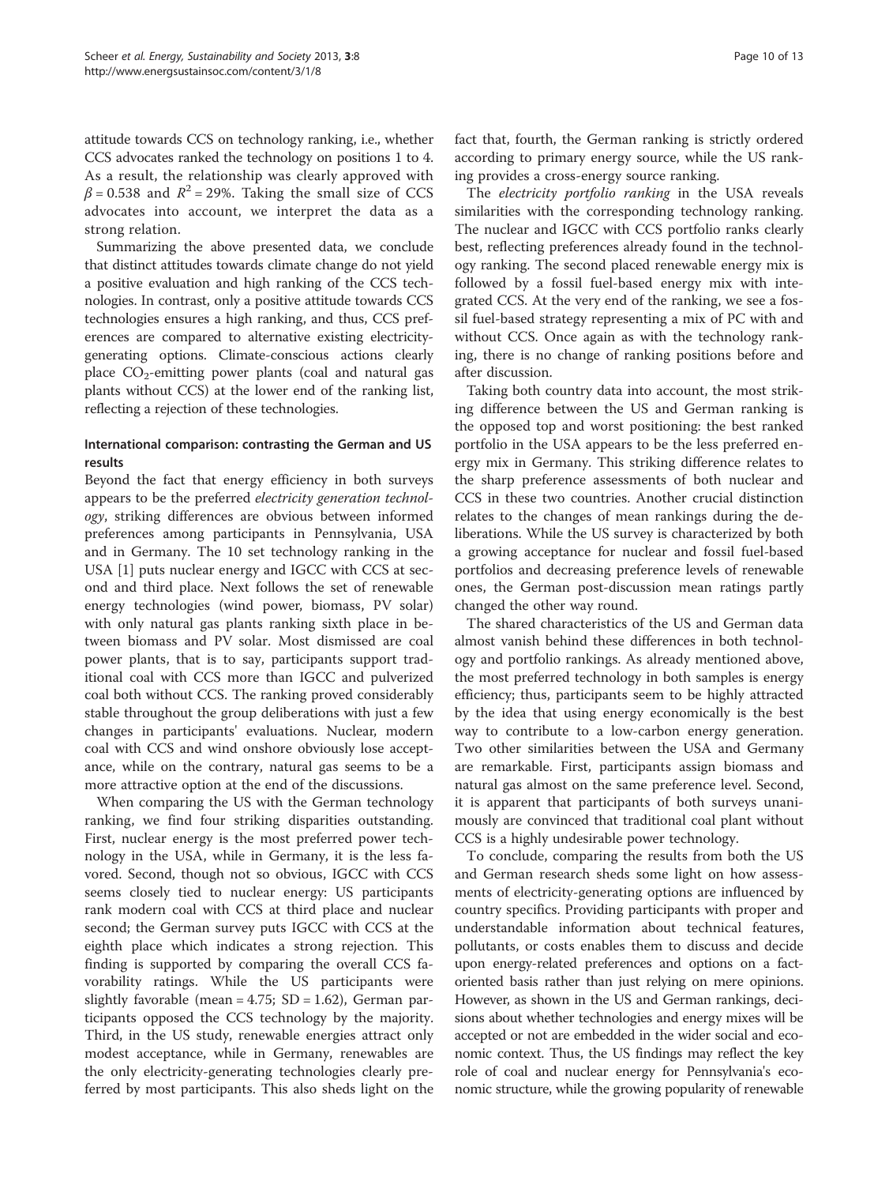attitude towards CCS on technology ranking, i.e., whether CCS advocates ranked the technology on positions 1 to 4. As a result, the relationship was clearly approved with $\beta = 0.538$ and $R^2 = 29\%$. Taking the small size of CCS advocates into account, we interpret the data as a strong relation.

Summarizing the above presented data, we conclude that distinct attitudes towards climate change do not yield a positive evaluation and high ranking of the CCS technologies. In contrast, only a positive attitude towards CCS technologies ensures a high ranking, and thus, CCS preferences are compared to alternative existing electricity-generating options. Climate-conscious actions clearly place $CO_2$-emitting power plants (coal and natural gas plants without CCS) at the lower end of the ranking list, reflecting a rejection of these technologies.

### International comparison: contrasting the German and US results

Beyond the fact that energy efficiency in both surveys appears to be the preferred *electricity generation technology*, striking differences are obvious between informed preferences among participants in Pennsylvania, USA and in Germany. The 10 set technology ranking in the USA [1] puts nuclear energy and IGCC with CCS at second and third place. Next follows the set of renewable energy technologies (wind power, biomass, PV solar) with only natural gas plants ranking sixth place in between biomass and PV solar. Most dismissed are coal power plants, that is to say, participants support traditional coal with CCS more than IGCC and pulverized coal both without CCS. The ranking proved considerably stable throughout the group deliberations with just a few changes in participants' evaluations. Nuclear, modern coal with CCS and wind onshore obviously lose acceptance, while on the contrary, natural gas seems to be a more attractive option at the end of the discussions.

When comparing the US with the German technology ranking, we find four striking disparities outstanding. First, nuclear energy is the most preferred power technology in the USA, while in Germany, it is the less favored. Second, though not so obvious, IGCC with CCS seems closely tied to nuclear energy: US participants rank modern coal with CCS at third place and nuclear second; the German survey puts IGCC with CCS at the eighth place which indicates a strong rejection. This finding is supported by comparing the overall CCS favorability ratings. While the US participants were slightly favorable (mean = 4.75; SD = 1.62), German participants opposed the CCS technology by the majority. Third, in the US study, renewable energies attract only modest acceptance, while in Germany, renewables are the only electricity-generating technologies clearly preferred by most participants. This also sheds light on the fact that, fourth, the German ranking is strictly ordered according to primary energy source, while the US ranking provides a cross-energy source ranking.

The *electricity portfolio ranking* in the USA reveals similarities with the corresponding technology ranking. The nuclear and IGCC with CCS portfolio ranks clearly best, reflecting preferences already found in the technology ranking. The second placed renewable energy mix is followed by a fossil fuel-based energy mix with integrated CCS. At the very end of the ranking, we see a fossil fuel-based strategy representing a mix of PC with and without CCS. Once again as with the technology ranking, there is no change of ranking positions before and after discussion.

Taking both country data into account, the most striking difference between the US and German ranking is the opposed top and worst positioning: the best ranked portfolio in the USA appears to be the less preferred energy mix in Germany. This striking difference relates to the sharp preference assessments of both nuclear and CCS in these two countries. Another crucial distinction relates to the changes of mean rankings during the deliberations. While the US survey is characterized by both a growing acceptance for nuclear and fossil fuel-based portfolios and decreasing preference levels of renewable ones, the German post-discussion mean ratings partly changed the other way round.

The shared characteristics of the US and German data almost vanish behind these differences in both technology and portfolio rankings. As already mentioned above, the most preferred technology in both samples is energy efficiency; thus, participants seem to be highly attracted by the idea that using energy economically is the best way to contribute to a low-carbon energy generation. Two other similarities between the USA and Germany are remarkable. First, participants assign biomass and natural gas almost on the same preference level. Second, it is apparent that participants of both surveys unanimously are convinced that traditional coal plant without CCS is a highly undesirable power technology.

To conclude, comparing the results from both the US and German research sheds some light on how assessments of electricity-generating options are influenced by country specifics. Providing participants with proper and understandable information about technical features, pollutants, or costs enables them to discuss and decide upon energy-related preferences and options on a fact-oriented basis rather than just relying on mere opinions. However, as shown in the US and German rankings, decisions about whether technologies and energy mixes will be accepted or not are embedded in the wider social and economic context. Thus, the US findings may reflect the key role of coal and nuclear energy for Pennsylvania's economic structure, while the growing popularity of renewable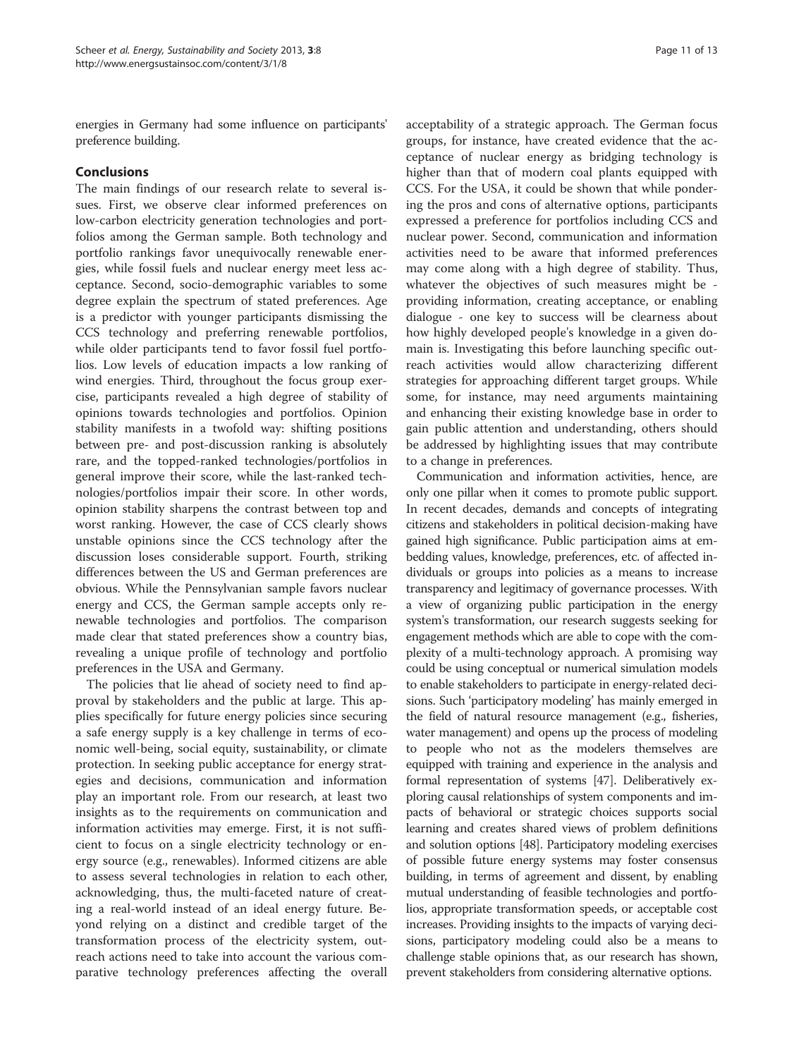energies in Germany had some influence on participants' preference building.

## Conclusions

The main findings of our research relate to several issues. First, we observe clear informed preferences on low-carbon electricity generation technologies and portfolios among the German sample. Both technology and portfolio rankings favor unequivocally renewable energies, while fossil fuels and nuclear energy meet less acceptance. Second, socio-demographic variables to some degree explain the spectrum of stated preferences. Age is a predictor with younger participants dismissing the CCS technology and preferring renewable portfolios, while older participants tend to favor fossil fuel portfolios. Low levels of education impacts a low ranking of wind energies. Third, throughout the focus group exercise, participants revealed a high degree of stability of opinions towards technologies and portfolios. Opinion stability manifests in a twofold way: shifting positions between pre- and post-discussion ranking is absolutely rare, and the topped-ranked technologies/portfolios in general improve their score, while the last-ranked technologies/portfolios impair their score. In other words, opinion stability sharpens the contrast between top and worst ranking. However, the case of CCS clearly shows unstable opinions since the CCS technology after the discussion loses considerable support. Fourth, striking differences between the US and German preferences are obvious. While the Pennsylvanian sample favors nuclear energy and CCS, the German sample accepts only renewable technologies and portfolios. The comparison made clear that stated preferences show a country bias, revealing a unique profile of technology and portfolio preferences in the USA and Germany.

The policies that lie ahead of society need to find approval by stakeholders and the public at large. This applies specifically for future energy policies since securing a safe energy supply is a key challenge in terms of economic well-being, social equity, sustainability, or climate protection. In seeking public acceptance for energy strategies and decisions, communication and information play an important role. From our research, at least two insights as to the requirements on communication and information activities may emerge. First, it is not sufficient to focus on a single electricity technology or energy source (e.g., renewables). Informed citizens are able to assess several technologies in relation to each other, acknowledging, thus, the multi-faceted nature of creating a real-world instead of an ideal energy future. Beyond relying on a distinct and credible target of the transformation process of the electricity system, outreach actions need to take into account the various comparative technology preferences affecting the overall acceptability of a strategic approach. The German focus groups, for instance, have created evidence that the acceptance of nuclear energy as bridging technology is higher than that of modern coal plants equipped with CCS. For the USA, it could be shown that while pondering the pros and cons of alternative options, participants expressed a preference for portfolios including CCS and nuclear power. Second, communication and information activities need to be aware that informed preferences may come along with a high degree of stability. Thus, whatever the objectives of such measures might be - providing information, creating acceptance, or enabling dialogue - one key to success will be clearness about how highly developed people's knowledge in a given domain is. Investigating this before launching specific outreach activities would allow characterizing different strategies for approaching different target groups. While some, for instance, may need arguments maintaining and enhancing their existing knowledge base in order to gain public attention and understanding, others should be addressed by highlighting issues that may contribute to a change in preferences.

Communication and information activities, hence, are only one pillar when it comes to promote public support. In recent decades, demands and concepts of integrating citizens and stakeholders in political decision-making have gained high significance. Public participation aims at embedding values, knowledge, preferences, etc. of affected individuals or groups into policies as a means to increase transparency and legitimacy of governance processes. With a view of organizing public participation in the energy system's transformation, our research suggests seeking for engagement methods which are able to cope with the complexity of a multi-technology approach. A promising way could be using conceptual or numerical simulation models to enable stakeholders to participate in energy-related decisions. Such 'participatory modeling' has mainly emerged in the field of natural resource management (e.g., fisheries, water management) and opens up the process of modeling to people who not as the modelers themselves are equipped with training and experience in the analysis and formal representation of systems [47]. Deliberatively exploring causal relationships of system components and impacts of behavioral or strategic choices supports social learning and creates shared views of problem definitions and solution options [48]. Participatory modeling exercises of possible future energy systems may foster consensus building, in terms of agreement and dissent, by enabling mutual understanding of feasible technologies and portfolios, appropriate transformation speeds, or acceptable cost increases. Providing insights to the impacts of varying decisions, participatory modeling could also be a means to challenge stable opinions that, as our research has shown, prevent stakeholders from considering alternative options.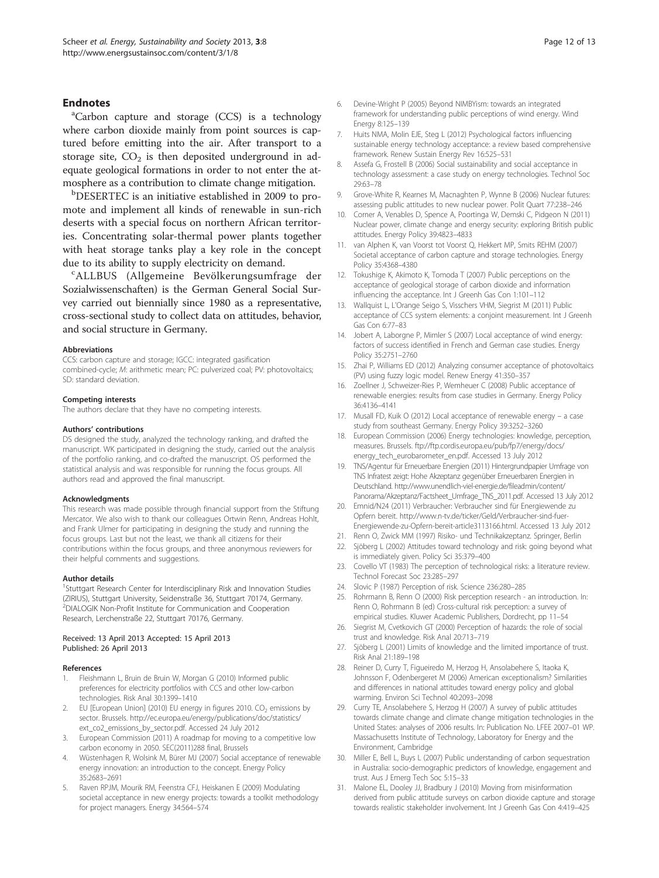## Endnotes

[a]Carbon capture and storage (CCS) is a technology where carbon dioxide mainly from point sources is captured before emitting into the air. After transport to a storage site, $CO_2$ is then deposited underground in adequate geological formations in order to not enter the atmosphere as a contribution to climate change mitigation.

[b]DESERTEC is an initiative established in 2009 to promote and implement all kinds of renewable in sun-rich deserts with a special focus on northern African territories. Concentrating solar-thermal power plants together with heat storage tanks play a key role in the concept due to its ability to supply electricity on demand.

[c]ALLBUS (Allgemeine Bevölkerungsumfrage der Sozialwissenschaften) is the German General Social Survey carried out biennially since 1980 as a representative, cross-sectional study to collect data on attitudes, behavior, and social structure in Germany.

#### Abbreviations

CCS: carbon capture and storage; IGCC: integrated gasification combined-cycle; M: arithmetic mean; PC: pulverized coal; PV: photovoltaics; SD: standard deviation.

#### Competing interests

The authors declare that they have no competing interests.

#### Authors' contributions

DS designed the study, analyzed the technology ranking, and drafted the manuscript. WK participated in designing the study, carried out the analysis of the portfolio ranking, and co-drafted the manuscript. OS performed the statistical analysis and was responsible for running the focus groups. All authors read and approved the final manuscript.

#### Acknowledgments

This research was made possible through financial support from the Stiftung Mercator. We also wish to thank our colleagues Ortwin Renn, Andreas Hohlt, and Frank Ulmer for participating in designing the study and running the focus groups. Last but not the least, we thank all citizens for their contributions within the focus groups, and three anonymous reviewers for their helpful comments and suggestions.

#### Author details

[1]Stuttgart Research Center for Interdisciplinary Risk and Innovation Studies (ZIRIUS), Stuttgart University, Seidenstraße 36, Stuttgart 70174, Germany. [2]DIALOGIK Non-Profit Institute for Communication and Cooperation Research, Lerchenstraße 22, Stuttgart 70176, Germany.

Received: 13 April 2013 Accepted: 15 April 2013
Published: 26 April 2013

#### References

1. Fleishmann L, Bruin de Bruin W, Morgan G (2010) Informed public preferences for electricity portfolios with CCS and other low-carbon technologies. Risk Anal 30:1399–1410
2. EU [European Union] (2010) EU energy in figures 2010. $CO_2$ emissions by sector. Brussels. http://ec.europa.eu/energy/publications/doc/statistics/ext_co2_emissions_by_sector.pdf. Accessed 24 July 2012
3. European Commission (2011) A roadmap for moving to a competitive low carbon economy in 2050. SEC(2011)288 final, Brussels
4. Wüstenhagen R, Wolsink M, Bürer MJ (2007) Social acceptance of renewable energy innovation: an introduction to the concept. Energy Policy 35:2683–2691
5. Raven RPJM, Mourik RM, Feenstra CFJ, Heiskanen E (2009) Modulating societal acceptance in new energy projects: towards a toolkit methodology for project managers. Energy 34:564–574
6. Devine-Wright P (2005) Beyond NIMBYism: towards an integrated framework for understanding public perceptions of wind energy. Wind Energy 8:125–139
7. Huits NMA, Molin EJE, Steg L (2012) Psychological factors influencing sustainable energy technology acceptance: a review based comprehensive framework. Renew Sustain Energy Rev 16:525–531
8. Assefa G, Frostell B (2006) Social sustainability and social acceptance in technology assessment: a case study on energy technologies. Technol Soc 29:63–78
9. Grove-White R, Kearnes M, Macnaghten P, Wynne B (2006) Nuclear futures: assessing public attitudes to new nuclear power. Polit Quart 77:238–246
10. Corner A, Venables D, Spence A, Poortinga W, Demski C, Pidgeon N (2011) Nuclear power, climate change and energy security: exploring British public attitudes. Energy Policy 39:4823–4833
11. van Alphen K, van Voorst tot Voorst Q, Hekkert MP, Smits REHM (2007) Societal acceptance of carbon capture and storage technologies. Energy Policy 35:4368–4380
12. Tokushige K, Akimoto K, Tomoda T (2007) Public perceptions on the acceptance of geological storage of carbon dioxide and information influencing the acceptance. Int J Greenh Gas Con 1:101–112
13. Wallquist L, L'Orange Seigo S, Visschers VHM, Siegrist M (2011) Public acceptance of CCS system elements: a conjoint measurement. Int J Greenh Gas Con 6:77–83
14. Jobert A, Laborgne P, Mimler S (2007) Local acceptance of wind energy: factors of success identified in French and German case studies. Energy Policy 35:2751–2760
15. Zhai P, Williams ED (2012) Analyzing consumer acceptance of photovoltaics (PV) using fuzzy logic model. Renew Energy 41:350–357
16. Zoellner J, Schweizer-Ries P, Wemheuer C (2008) Public acceptance of renewable energies: results from case studies in Germany. Energy Policy 36:4136–4141
17. Musall FD, Kuik O (2012) Local acceptance of renewable energy – a case study from southeast Germany. Energy Policy 39:3252–3260
18. European Commission (2006) Energy technologies: knowledge, perception, measures. Brussels. ftp://ftp.cordis.europa.eu/pub/fp7/energy/docs/energy_tech_eurobarometer_en.pdf. Accessed 13 July 2012
19. TNS/Agentur für Erneuerbare Energien (2011) Hintergrundpapier Umfrage von TNS Infratest zeigt: Hohe Akzeptanz gegenüber Erneuerbaren Energien in Deutschland. http://www.unendlich-viel-energie.de/fileadmin/content/Panorama/Akzeptanz/Factsheet_Umfrage_TNS_2011.pdf. Accessed 13 July 2012
20. Emnid/N24 (2011) Verbraucher: Verbraucher sind für Energiewende zu Opfern bereit. http://www.n-tv.de/ticker/Geld/Verbraucher-sind-fuer-Energiewende-zu-Opfern-bereit-article3113166.html. Accessed 13 July 2012
21. Renn O, Zwick MM (1997) Risiko- und Technikakzeptanz. Springer, Berlin
22. Sjöberg L (2002) Attitudes toward technology and risk: going beyond what is immediately given. Policy Sci 35:379–400
23. Covello VT (1983) The perception of technological risks: a literature review. Technol Forecast Soc 23:285–297
24. Slovic P (1987) Perception of risk. Science 236:280–285
25. Rohrmann B, Renn O (2000) Risk perception research - an introduction. In: Renn O, Rohrmann B (ed) Cross-cultural risk perception: a survey of empirical studies. Kluwer Academic Publishers, Dordrecht, pp 11–54
26. Siegrist M, Cvetkovich GT (2000) Perception of hazards: the role of social trust and knowledge. Risk Anal 20:713–719
27. Sjöberg L (2001) Limits of knowledge and the limited importance of trust. Risk Anal 21:189–198
28. Reiner D, Curry T, Figueiredo M, Herzog H, Ansolabehere S, Itaoka K, Johnsson F, Odenbergeret M (2006) American exceptionalism? Similarities and differences in national attitudes toward energy policy and global warming. Environ Sci Technol 40:2093–2098
29. Curry TE, Ansolabehere S, Herzog H (2007) A survey of public attitudes towards climate change and climate change mitigation technologies in the United States: analyses of 2006 results. In: Publication No. LFEE 2007–01 WP. Massachusetts Institute of Technology, Laboratory for Energy and the Environment, Cambridge
30. Miller E, Bell L, Buys L (2007) Public understanding of carbon sequestration in Australia: socio-demographic predictors of knowledge, engagement and trust. Aus J Emerg Tech Soc 5:15–33
31. Malone EL, Dooley JJ, Bradbury J (2010) Moving from misinformation derived from public attitude surveys on carbon dioxide capture and storage towards realistic stakeholder involvement. Int J Greenh Gas Con 4:419–425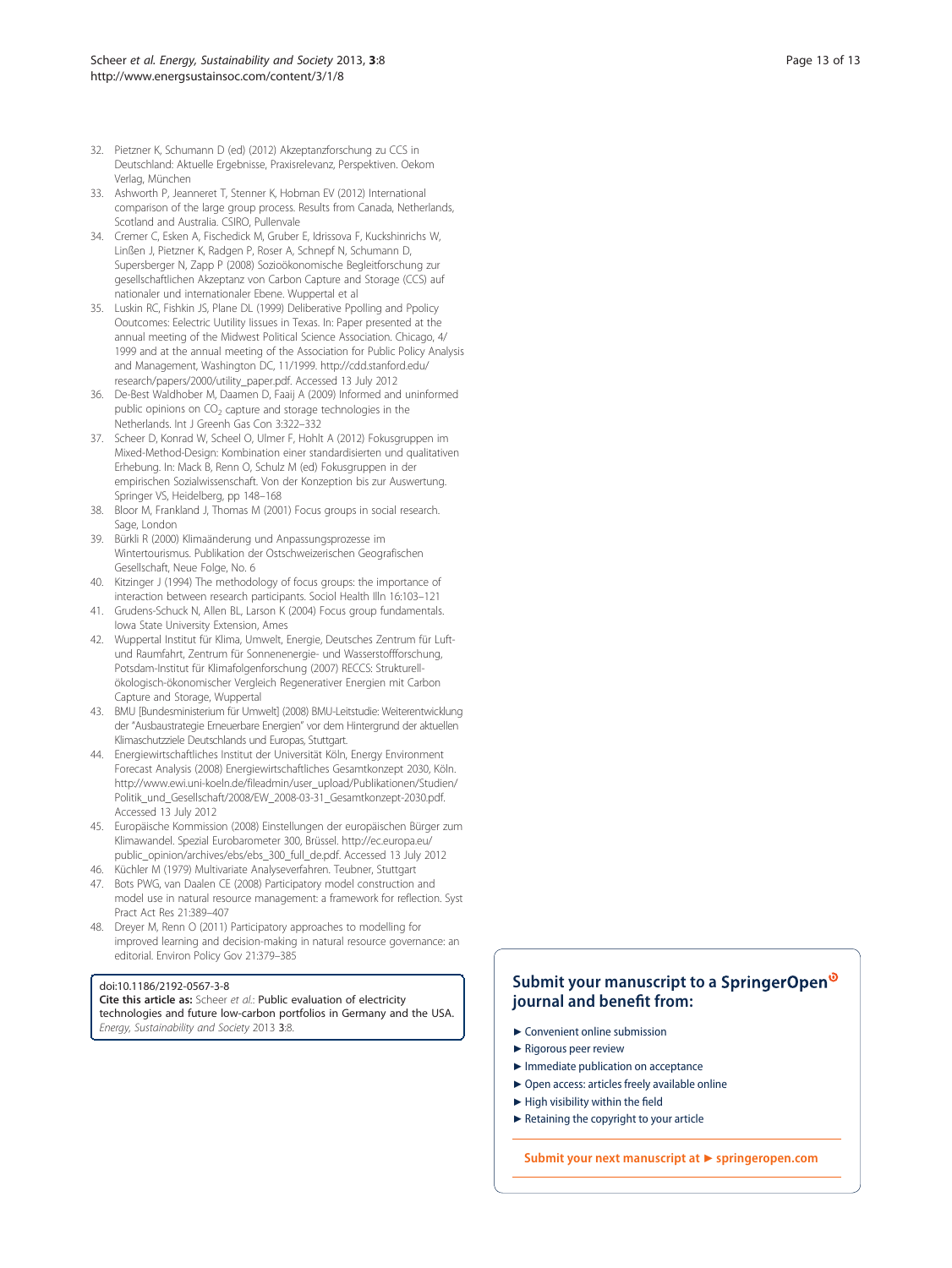32. Pietzner K, Schumann D (ed) (2012) Akzeptanzforschung zu CCS in Deutschland: Aktuelle Ergebnisse, Praxisrelevanz, Perspektiven. Oekom Verlag, München
33. Ashworth P, Jeanneret T, Stenner K, Hobman EV (2012) International comparison of the large group process. Results from Canada, Netherlands, Scotland and Australia. CSIRO, Pullenvale
34. Cremer C, Esken A, Fischedick M, Gruber E, Idrissova F, Kuckshinrichs W, Linßen J, Pietzner K, Radgen P, Roser A, Schnepf N, Schumann D, Supersberger N, Zapp P (2008) Sozioökonomische Begleitforschung zur gesellschaftlichen Akzeptanz von Carbon Capture and Storage (CCS) auf nationaler und internationaler Ebene. Wuppertal et al
35. Luskin RC, Fishkin JS, Plane DL (1999) Deliberative Ppolling and Ppolicy Ooutcomes: Eelectric Uutility Iissues in Texas. In: Paper presented at the annual meeting of the Midwest Political Science Association. Chicago, 4/1999 and at the annual meeting of the Association for Public Policy Analysis and Management, Washington DC, 11/1999. http://cdd.stanford.edu/research/papers/2000/utility_paper.pdf. Accessed 13 July 2012
36. De-Best Waldhober M, Daamen D, Faaij A (2009) Informed and uninformed public opinions on $CO_2$ capture and storage technologies in the Netherlands. Int J Greenh Gas Con 3:322–332
37. Scheer D, Konrad W, Scheel O, Ulmer F, Hohlt A (2012) Fokusgruppen im Mixed-Method-Design: Kombination einer standardisierten und qualitativen Erhebung. In: Mack B, Renn O, Schulz M (ed) Fokusgruppen in der empirischen Sozialwissenschaft. Von der Konzeption bis zur Auswertung. Springer VS, Heidelberg, pp 148–168
38. Bloor M, Frankland J, Thomas M (2001) Focus groups in social research. Sage, London
39. Bürkli R (2000) Klimaänderung und Anpassungsprozesse im Wintertourismus. Publikation der Ostschweizerischen Geografischen Gesellschaft, Neue Folge, No. 6
40. Kitzinger J (1994) The methodology of focus groups: the importance of interaction between research participants. Sociol Health Illn 16:103–121
41. Grudens-Schuck N, Allen BL, Larson K (2004) Focus group fundamentals. Iowa State University Extension, Ames
42. Wuppertal Institut für Klima, Umwelt, Energie, Deutsches Zentrum für Luft- und Raumfahrt, Zentrum für Sonnenenergie- und Wasserstoffforschung, Potsdam-Institut für Klimafolgenforschung (2007) RECCS: Strukturell-ökologisch-ökonomischer Vergleich Regenerativer Energien mit Carbon Capture and Storage, Wuppertal
43. BMU [Bundesministerium für Umwelt] (2008) BMU-Leitstudie: Weiterentwicklung der "Ausbaustrategie Erneuerbare Energien" vor dem Hintergrund der aktuellen Klimaschutzziele Deutschlands und Europas, Stuttgart.
44. Energiewirtschaftliches Institut der Universität Köln, Energy Environment Forecast Analysis (2008) Energiewirtschaftliches Gesamtkonzept 2030, Köln. http://www.ewi.uni-koeln.de/fileadmin/user_upload/Publikationen/Studien/Politik_und_Gesellschaft/2008/EW_2008-03-31_Gesamtkonzept-2030.pdf. Accessed 13 July 2012
45. Europäische Kommission (2008) Einstellungen der europäischen Bürger zum Klimawandel. Spezial Eurobarometer 300, Brüssel. http://ec.europa.eu/public_opinion/archives/ebs/ebs_300_full_de.pdf. Accessed 13 July 2012
46. Küchler M (1979) Multivariate Analyseverfahren. Teubner, Stuttgart
47. Bots PWG, van Daalen CE (2008) Participatory model construction and model use in natural resource management: a framework for reflection. Syst Pract Act Res 21:389–407
48. Dreyer M, Renn O (2011) Participatory approaches to modelling for improved learning and decision-making in natural resource governance: an editorial. Environ Policy Gov 21:379–385

doi:10.1186/2192-0567-3-8
**Cite this article as:** Scheer *et al.*: Public evaluation of electricity technologies and future low-carbon portfolios in Germany and the USA. *Energy, Sustainability and Society* 2013 **3**:8.

**Submit your manuscript to a SpringerOpen journal and benefit from:**

- ► Convenient online submission
- ► Rigorous peer review
- ► Immediate publication on acceptance
- ► Open access: articles freely available online
- ► High visibility within the field
- ► Retaining the copyright to your article

**Submit your next manuscript at ► springeropen.com**